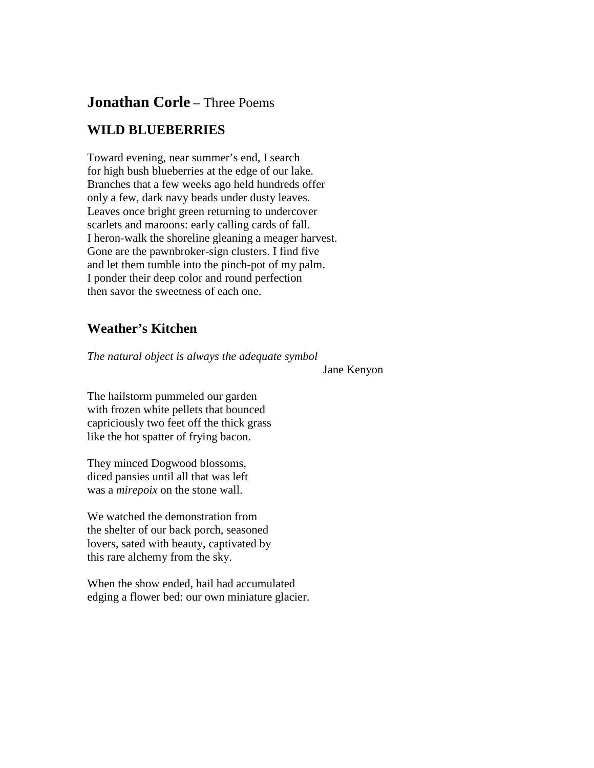# **Jonathan Corle** – Three Poems

## WILD BLUEBERRIES

Toward evening, near summer's end, I search
for high bush blueberries at the edge of our lake.
Branches that a few weeks ago held hundreds offer
only a few, dark navy beads under dusty leaves.
Leaves once bright green returning to undercover
scarlets and maroons: early calling cards of fall.
I heron-walk the shoreline gleaning a meager harvest.
Gone are the pawnbroker-sign clusters. I find five
and let them tumble into the pinch-pot of my palm.
I ponder their deep color and round perfection
then savor the sweetness of each one.

## Weather's Kitchen

*The natural object is always the adequate symbol*
Jane Kenyon

The hailstorm pummeled our garden
with frozen white pellets that bounced
capriciously two feet off the thick grass
like the hot spatter of frying bacon.

They minced Dogwood blossoms,
diced pansies until all that was left
was a *mirepoix* on the stone wall.

We watched the demonstration from
the shelter of our back porch, seasoned
lovers, sated with beauty, captivated by
this rare alchemy from the sky.

When the show ended, hail had accumulated
edging a flower bed: our own miniature glacier.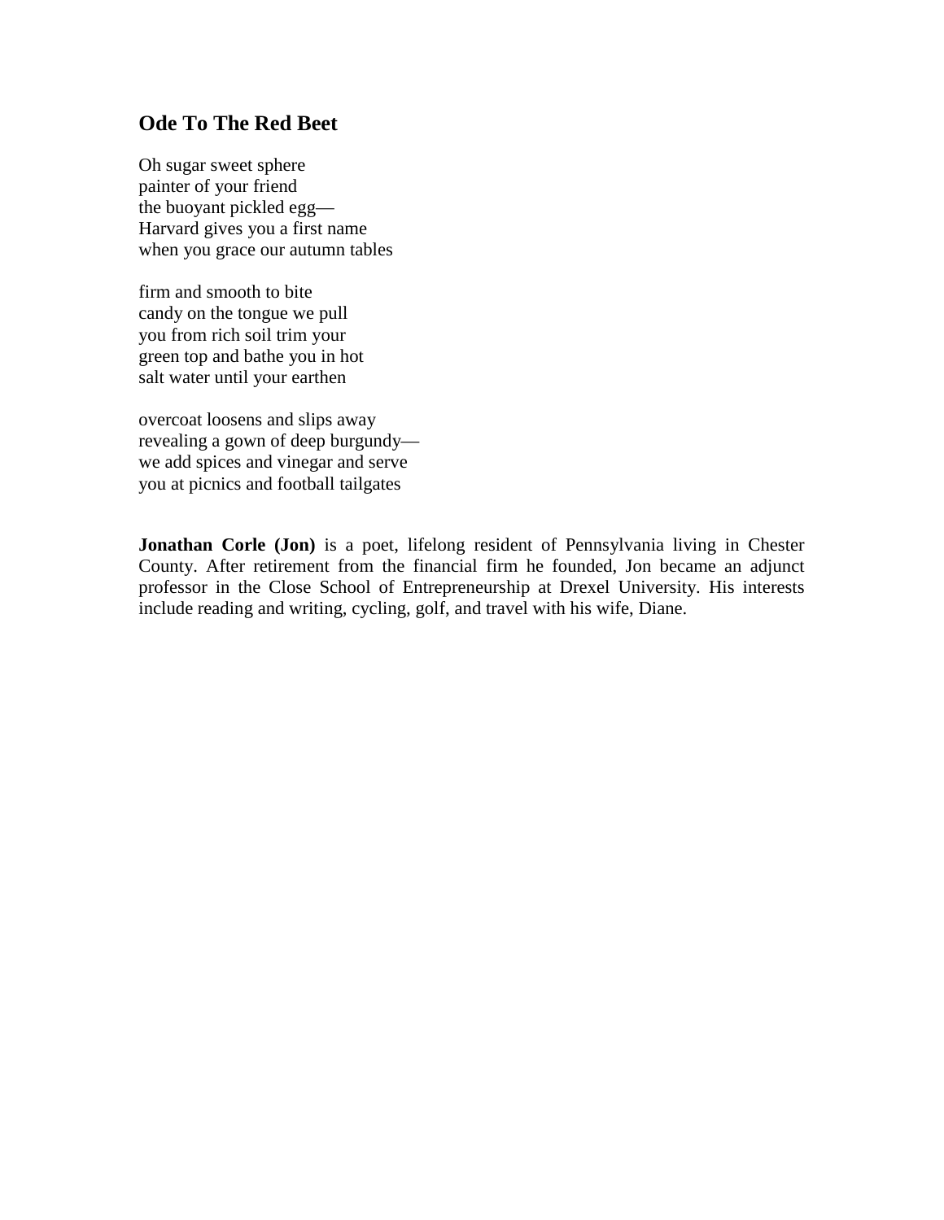## Ode To The Red Beet

Oh sugar sweet sphere  
painter of your friend  
the buoyant pickled egg—  
Harvard gives you a first name  
when you grace our autumn tables

firm and smooth to bite  
candy on the tongue we pull  
you from rich soil trim your  
green top and bathe you in hot  
salt water until your earthen

overcoat loosens and slips away  
revealing a gown of deep burgundy—  
we add spices and vinegar and serve  
you at picnics and football tailgates

**Jonathan Corle (Jon)** is a poet, lifelong resident of Pennsylvania living in Chester County. After retirement from the financial firm he founded, Jon became an adjunct professor in the Close School of Entrepreneurship at Drexel University. His interests include reading and writing, cycling, golf, and travel with his wife, Diane.